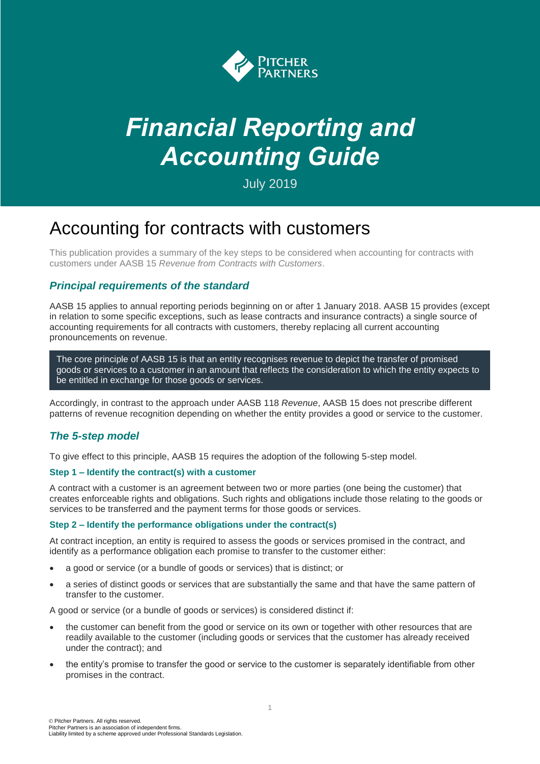Pitcher Partners

# *Financial Reporting and Accounting Guide*

July 2019

# Accounting for contracts with customers

This publication provides a summary of the key steps to be considered when accounting for contracts with customers under AASB 15 *Revenue from Contracts with Customers*.

## *Principal requirements of the standard*

AASB 15 applies to annual reporting periods beginning on or after 1 January 2018. AASB 15 provides (except in relation to some specific exceptions, such as lease contracts and insurance contracts) a single source of accounting requirements for all contracts with customers, thereby replacing all current accounting pronouncements on revenue.

> The core principle of AASB 15 is that an entity recognises revenue to depict the transfer of promised goods or services to a customer in an amount that reflects the consideration to which the entity expects to be entitled in exchange for those goods or services.

Accordingly, in contrast to the approach under AASB 118 *Revenue*, AASB 15 does not prescribe different patterns of revenue recognition depending on whether the entity provides a good or service to the customer.

## *The 5-step model*

To give effect to this principle, AASB 15 requires the adoption of the following 5-step model.

### Step 1 – Identify the contract(s) with a customer

A contract with a customer is an agreement between two or more parties (one being the customer) that creates enforceable rights and obligations. Such rights and obligations include those relating to the goods or services to be transferred and the payment terms for those goods or services.

### Step 2 – Identify the performance obligations under the contract(s)

At contract inception, an entity is required to assess the goods or services promised in the contract, and identify as a performance obligation each promise to transfer to the customer either:

- a good or service (or a bundle of goods or services) that is distinct; or
- a series of distinct goods or services that are substantially the same and that have the same pattern of transfer to the customer.

A good or service (or a bundle of goods or services) is considered distinct if:

- the customer can benefit from the good or service on its own or together with other resources that are readily available to the customer (including goods or services that the customer has already received under the contract); and
- the entity's promise to transfer the good or service to the customer is separately identifiable from other promises in the contract.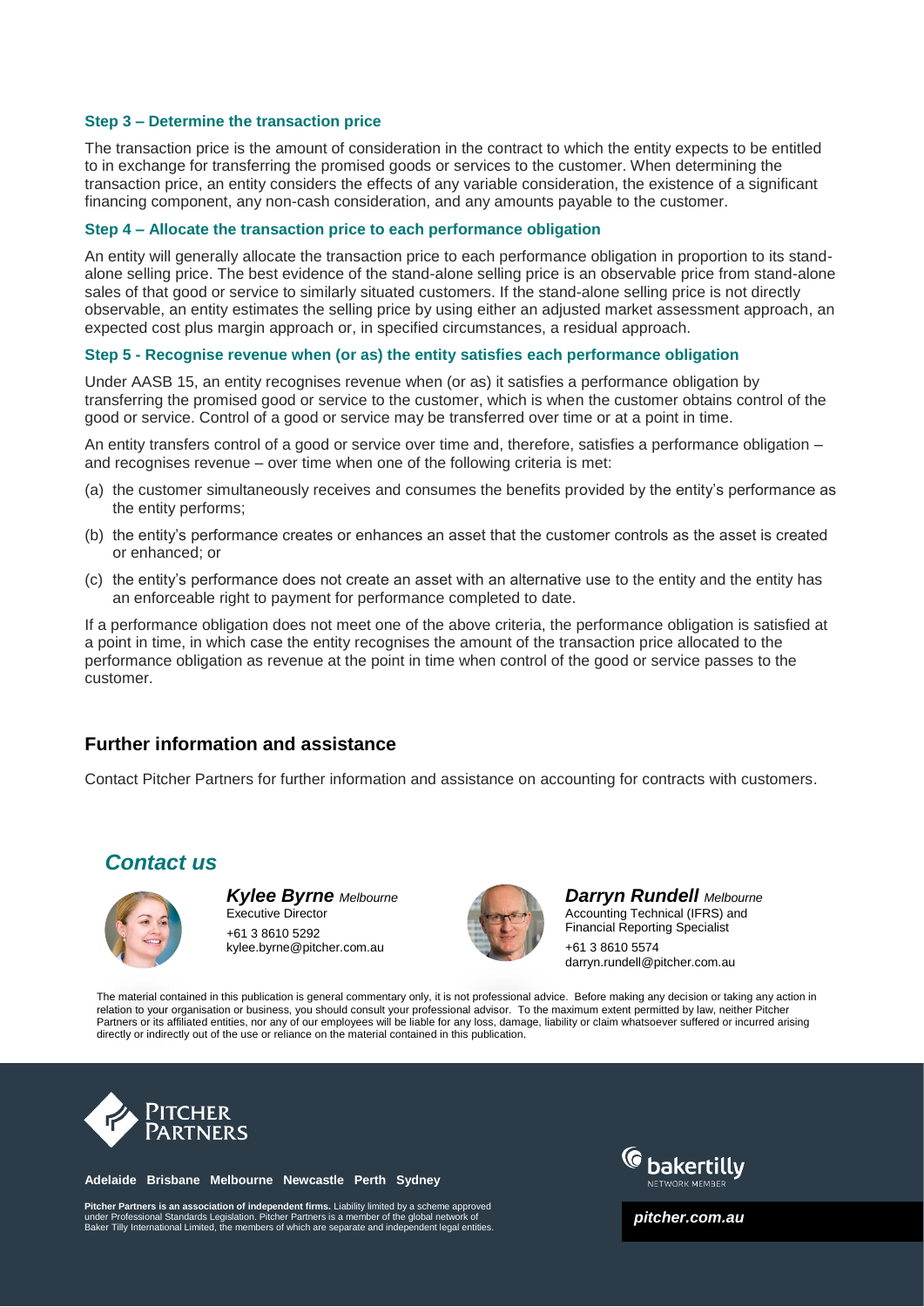### Step 3 – Determine the transaction price

The transaction price is the amount of consideration in the contract to which the entity expects to be entitled to in exchange for transferring the promised goods or services to the customer. When determining the transaction price, an entity considers the effects of any variable consideration, the existence of a significant financing component, any non-cash consideration, and any amounts payable to the customer.

### Step 4 – Allocate the transaction price to each performance obligation

An entity will generally allocate the transaction price to each performance obligation in proportion to its stand-alone selling price. The best evidence of the stand-alone selling price is an observable price from stand-alone sales of that good or service to similarly situated customers. If the stand-alone selling price is not directly observable, an entity estimates the selling price by using either an adjusted market assessment approach, an expected cost plus margin approach or, in specified circumstances, a residual approach.

### Step 5 - Recognise revenue when (or as) the entity satisfies each performance obligation

Under AASB 15, an entity recognises revenue when (or as) it satisfies a performance obligation by transferring the promised good or service to the customer, which is when the customer obtains control of the good or service. Control of a good or service may be transferred over time or at a point in time.

An entity transfers control of a good or service over time and, therefore, satisfies a performance obligation – and recognises revenue – over time when one of the following criteria is met:

(a) the customer simultaneously receives and consumes the benefits provided by the entity's performance as the entity performs;

(b) the entity's performance creates or enhances an asset that the customer controls as the asset is created or enhanced; or

(c) the entity's performance does not create an asset with an alternative use to the entity and the entity has an enforceable right to payment for performance completed to date.

If a performance obligation does not meet one of the above criteria, the performance obligation is satisfied at a point in time, in which case the entity recognises the amount of the transaction price allocated to the performance obligation as revenue at the point in time when control of the good or service passes to the customer.

## Further information and assistance

Contact Pitcher Partners for further information and assistance on accounting for contracts with customers.

## *Contact us*

***Kylee Byrne*** *Melbourne*
Executive Director
+61 3 8610 5292
kylee.byrne@pitcher.com.au

***Darryn Rundell*** *Melbourne*
Accounting Technical (IFRS) and Financial Reporting Specialist
+61 3 8610 5574
darryn.rundell@pitcher.com.au

The material contained in this publication is general commentary only, it is not professional advice. Before making any decision or taking any action in relation to your organisation or business, you should consult your professional advisor. To the maximum extent permitted by law, neither Pitcher Partners or its affiliated entities, nor any of our employees will be liable for any loss, damage, liability or claim whatsoever suffered or incurred arising directly or indirectly out of the use or reliance on the material contained in this publication.

**Adelaide Brisbane Melbourne Newcastle Perth Sydney**

**Pitcher Partners is an association of independent firms.** Liability limited by a scheme approved under Professional Standards Legislation. Pitcher Partners is a member of the global network of Baker Tilly International Limited, the members of which are separate and independent legal entities.

***pitcher.com.au***